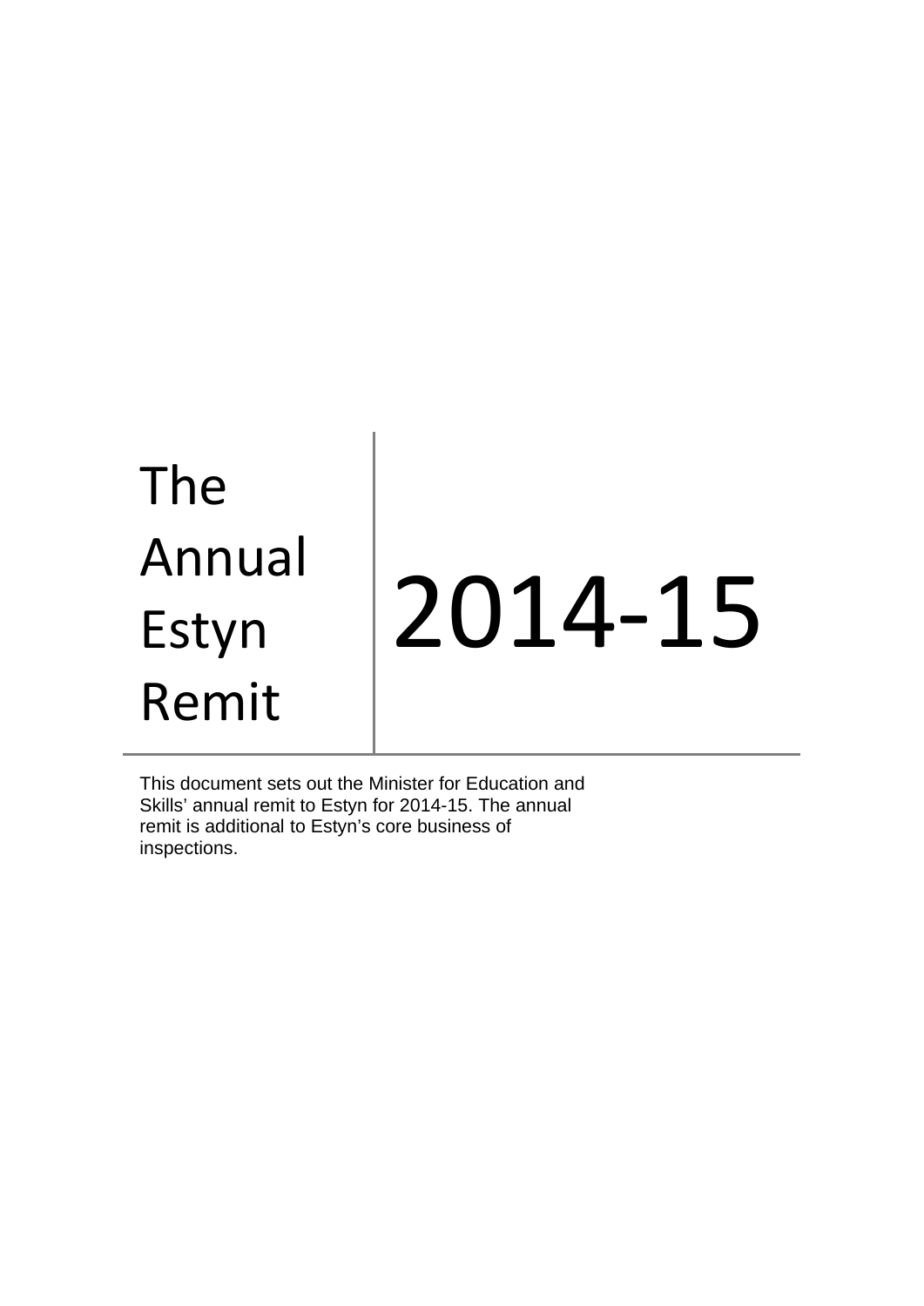# The Annual Estyn Remit 2014-15

This document sets out the Minister for Education and Skills' annual remit to Estyn for 2014-15. The annual remit is additional to Estyn's core business of inspections.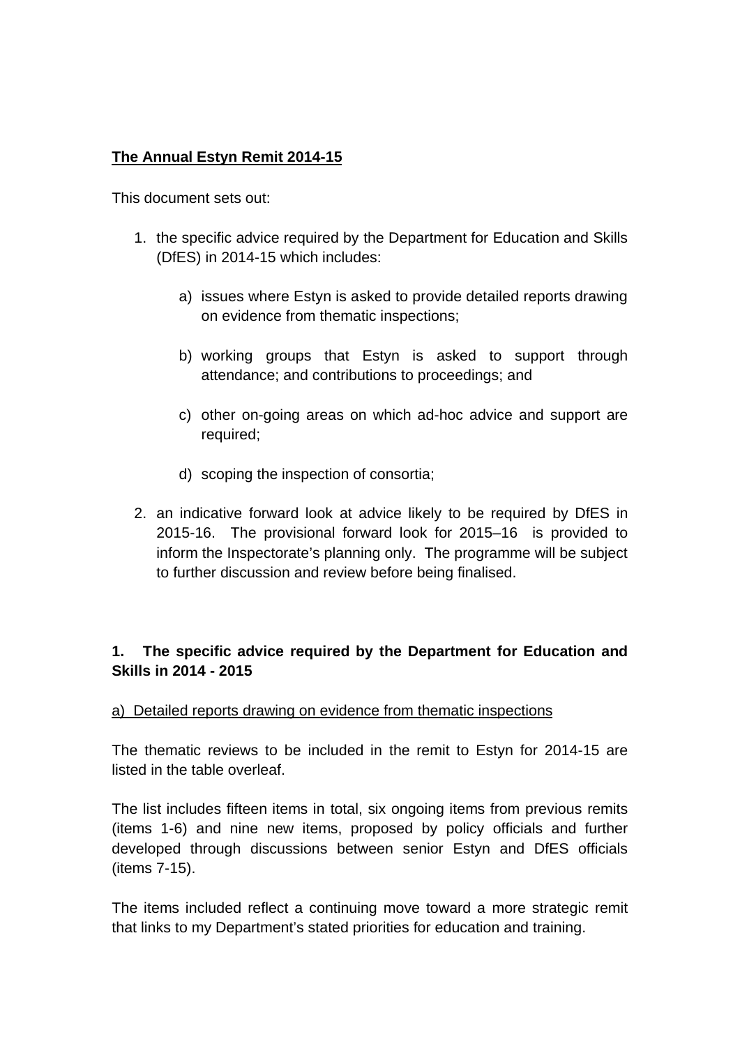**The Annual Estyn Remit 2014-15**

This document sets out:

1. the specific advice required by the Department for Education and Skills (DfES) in 2014-15 which includes:

    a) issues where Estyn is asked to provide detailed reports drawing on evidence from thematic inspections;

    b) working groups that Estyn is asked to support through attendance; and contributions to proceedings; and

    c) other on-going areas on which ad-hoc advice and support are required;

    d) scoping the inspection of consortia;

2. an indicative forward look at advice likely to be required by DfES in 2015-16. The provisional forward look for 2015–16 is provided to inform the Inspectorate's planning only. The programme will be subject to further discussion and review before being finalised.

**1. The specific advice required by the Department for Education and Skills in 2014 - 2015**

a) Detailed reports drawing on evidence from thematic inspections

The thematic reviews to be included in the remit to Estyn for 2014-15 are listed in the table overleaf.

The list includes fifteen items in total, six ongoing items from previous remits (items 1-6) and nine new items, proposed by policy officials and further developed through discussions between senior Estyn and DfES officials (items 7-15).

The items included reflect a continuing move toward a more strategic remit that links to my Department's stated priorities for education and training.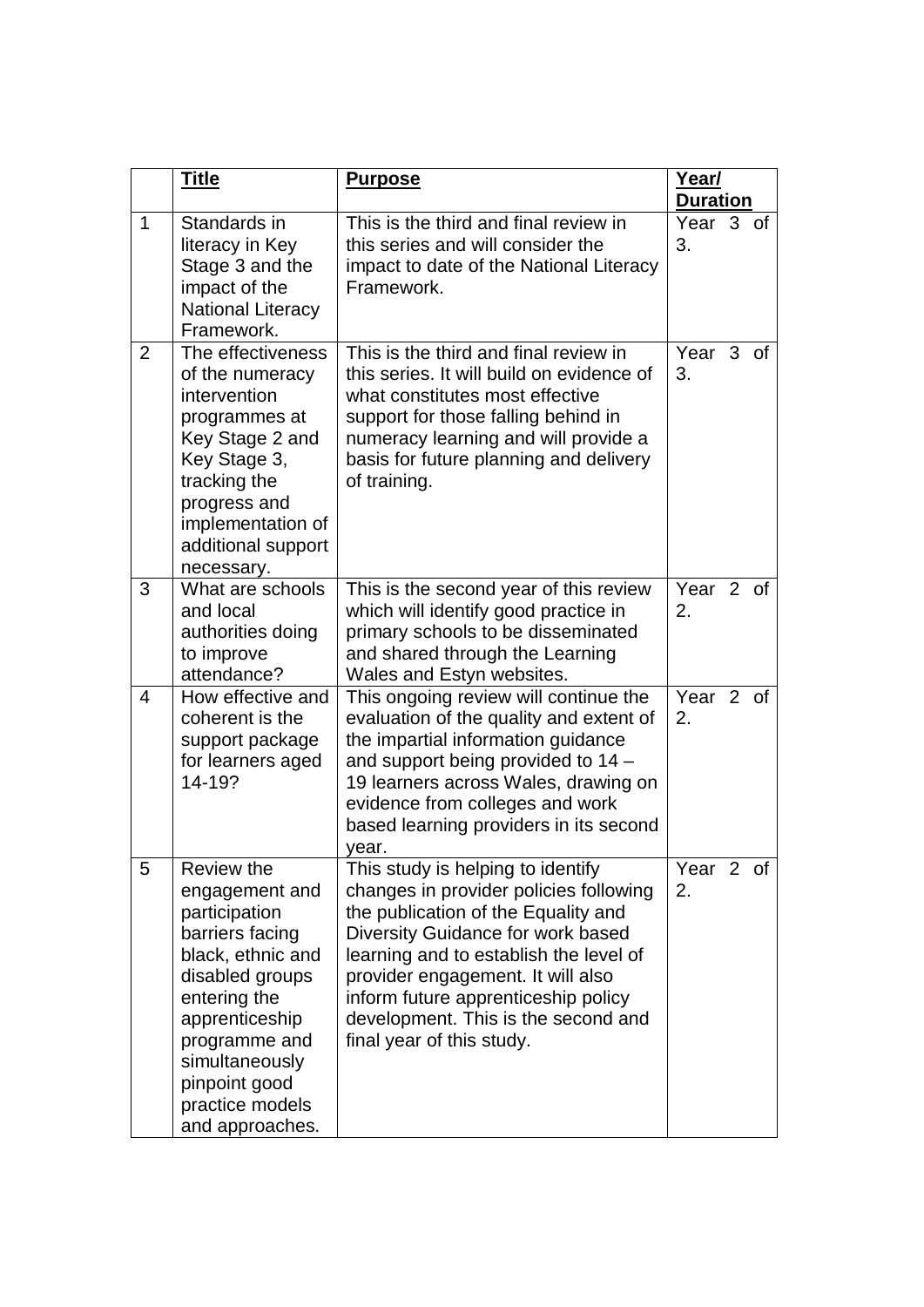| | **Title** | **Purpose** | **Year/ Duration** |
|---|---|---|---|
| 1 | Standards in literacy in Key Stage 3 and the impact of the National Literacy Framework. | This is the third and final review in this series and will consider the impact to date of the National Literacy Framework. | Year 3 of 3. |
| 2 | The effectiveness of the numeracy intervention programmes at Key Stage 2 and Key Stage 3, tracking the progress and implementation of additional support necessary. | This is the third and final review in this series. It will build on evidence of what constitutes most effective support for those falling behind in numeracy learning and will provide a basis for future planning and delivery of training. | Year 3 of 3. |
| 3 | What are schools and local authorities doing to improve attendance? | This is the second year of this review which will identify good practice in primary schools to be disseminated and shared through the Learning Wales and Estyn websites. | Year 2 of 2. |
| 4 | How effective and coherent is the support package for learners aged 14-19? | This ongoing review will continue the evaluation of the quality and extent of the impartial information guidance and support being provided to 14 – 19 learners across Wales, drawing on evidence from colleges and work based learning providers in its second year. | Year 2 of 2. |
| 5 | Review the engagement and participation barriers facing black, ethnic and disabled groups entering the apprenticeship programme and simultaneously pinpoint good practice models and approaches. | This study is helping to identify changes in provider policies following the publication of the Equality and Diversity Guidance for work based learning and to establish the level of provider engagement. It will also inform future apprenticeship policy development. This is the second and final year of this study. | Year 2 of 2. |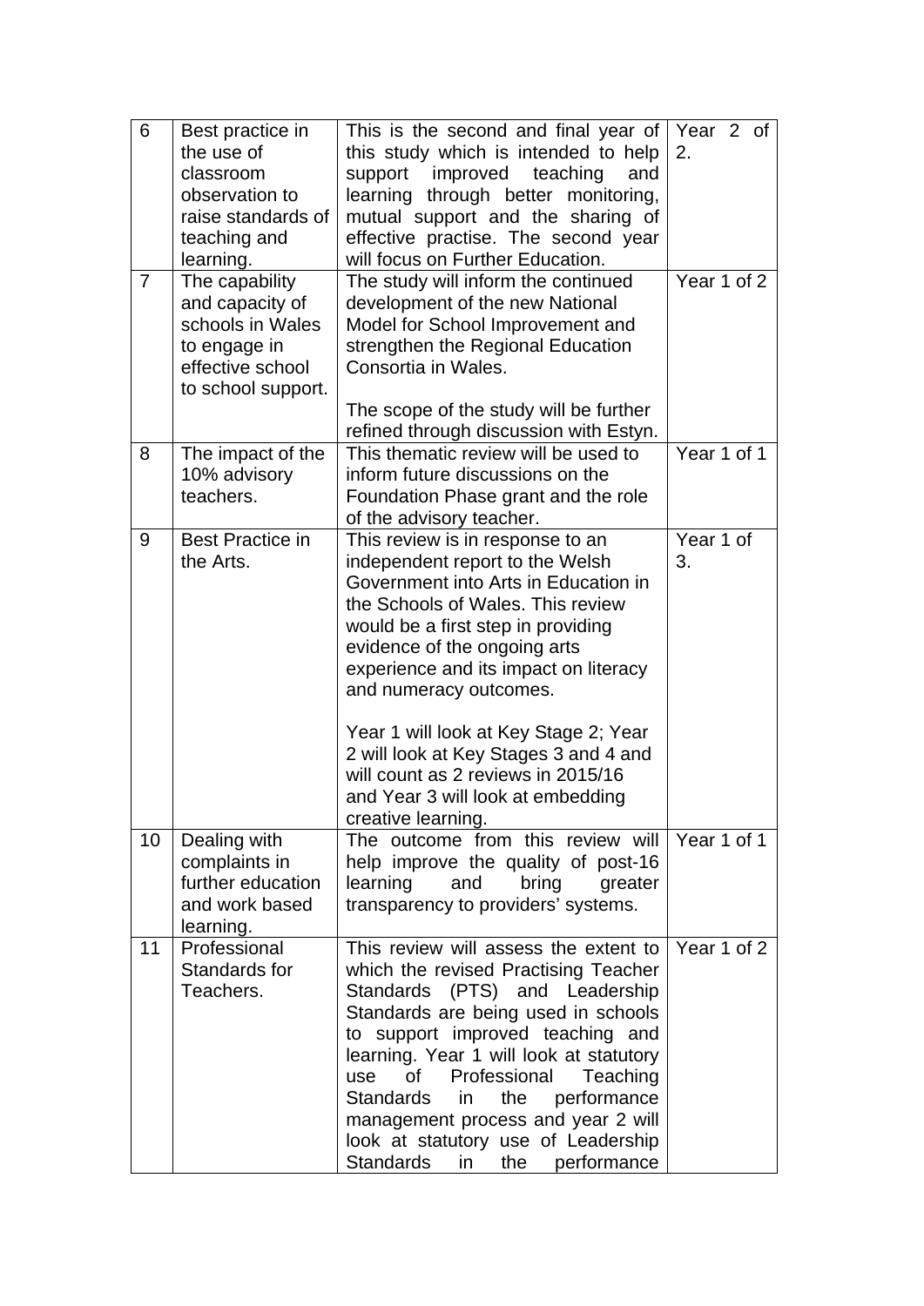| 6 | Best practice in the use of classroom observation to raise standards of teaching and learning. | This is the second and final year of this study which is intended to help support improved teaching and learning through better monitoring, mutual support and the sharing of effective practise. The second year will focus on Further Education. | Year 2 of 2. |
|---|---|---|---|
| 7 | The capability and capacity of schools in Wales to engage in effective school to school support. | The study will inform the continued development of the new National Model for School Improvement and strengthen the Regional Education Consortia in Wales.<br><br>The scope of the study will be further refined through discussion with Estyn. | Year 1 of 2 |
| 8 | The impact of the 10% advisory teachers. | This thematic review will be used to inform future discussions on the Foundation Phase grant and the role of the advisory teacher. | Year 1 of 1 |
| 9 | Best Practice in the Arts. | This review is in response to an independent report to the Welsh Government into Arts in Education in the Schools of Wales. This review would be a first step in providing evidence of the ongoing arts experience and its impact on literacy and numeracy outcomes.<br><br>Year 1 will look at Key Stage 2; Year 2 will look at Key Stages 3 and 4 and will count as 2 reviews in 2015/16 and Year 3 will look at embedding creative learning. | Year 1 of 3. |
| 10 | Dealing with complaints in further education and work based learning. | The outcome from this review will help improve the quality of post-16 learning and bring greater transparency to providers' systems. | Year 1 of 1 |
| 11 | Professional Standards for Teachers. | This review will assess the extent to which the revised Practising Teacher Standards (PTS) and Leadership Standards are being used in schools to support improved teaching and learning. Year 1 will look at statutory use of Professional Teaching Standards in the performance management process and year 2 will look at statutory use of Leadership Standards in the performance | Year 1 of 2 |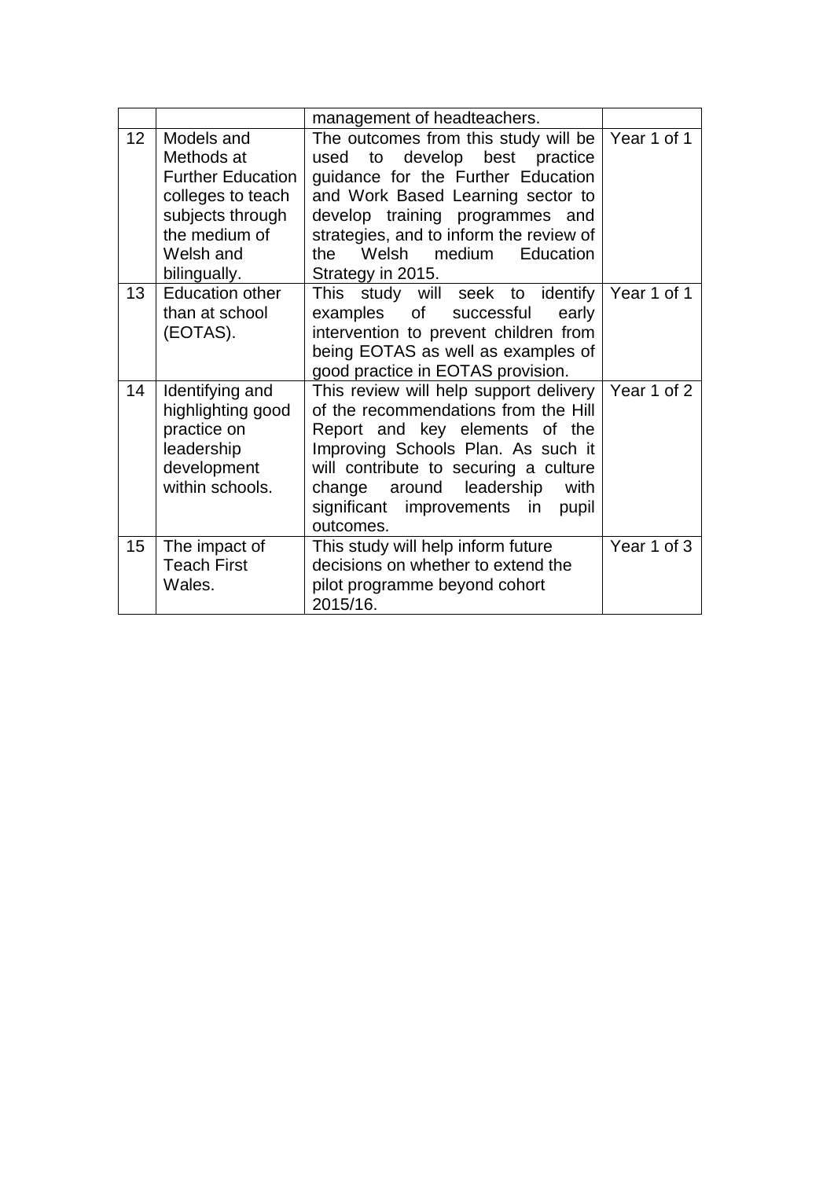| | | | |
|---|---|---|---|
| | | management of headteachers. | |
| 12 | Models and Methods at Further Education colleges to teach subjects through the medium of Welsh and bilingually. | The outcomes from this study will be used to develop best practice guidance for the Further Education and Work Based Learning sector to develop training programmes and strategies, and to inform the review of the Welsh medium Education Strategy in 2015. | Year 1 of 1 |
| 13 | Education other than at school (EOTAS). | This study will seek to identify examples of successful early intervention to prevent children from being EOTAS as well as examples of good practice in EOTAS provision. | Year 1 of 1 |
| 14 | Identifying and highlighting good practice on leadership development within schools. | This review will help support delivery of the recommendations from the Hill Report and key elements of the Improving Schools Plan. As such it will contribute to securing a culture change around leadership with significant improvements in pupil outcomes. | Year 1 of 2 |
| 15 | The impact of Teach First Wales. | This study will help inform future decisions on whether to extend the pilot programme beyond cohort 2015/16. | Year 1 of 3 |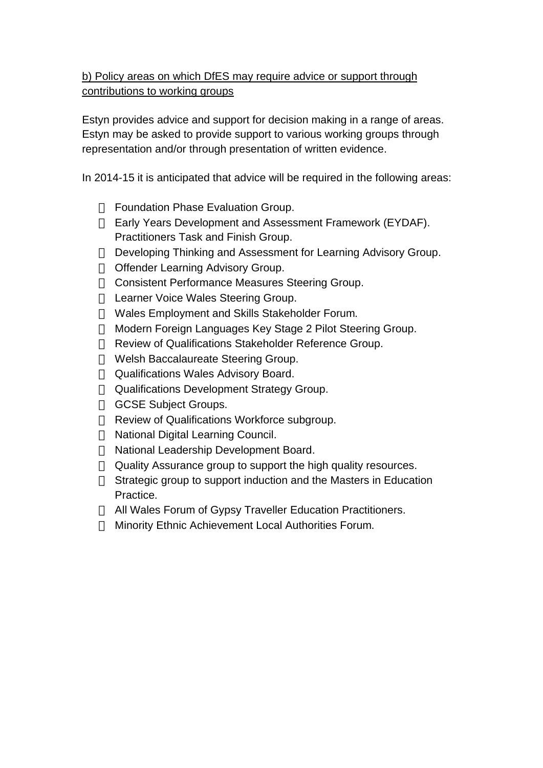b) Policy areas on which DfES may require advice or support through contributions to working groups

Estyn provides advice and support for decision making in a range of areas. Estyn may be asked to provide support to various working groups through representation and/or through presentation of written evidence.

In 2014-15 it is anticipated that advice will be required in the following areas:

- Foundation Phase Evaluation Group.
- Early Years Development and Assessment Framework (EYDAF). Practitioners Task and Finish Group.
- Developing Thinking and Assessment for Learning Advisory Group.
- Offender Learning Advisory Group.
- Consistent Performance Measures Steering Group.
- Learner Voice Wales Steering Group.
- Wales Employment and Skills Stakeholder Forum.
- Modern Foreign Languages Key Stage 2 Pilot Steering Group.
- Review of Qualifications Stakeholder Reference Group.
- Welsh Baccalaureate Steering Group.
- Qualifications Wales Advisory Board.
- Qualifications Development Strategy Group.
- GCSE Subject Groups.
- Review of Qualifications Workforce subgroup.
- National Digital Learning Council.
- National Leadership Development Board.
- Quality Assurance group to support the high quality resources.
- Strategic group to support induction and the Masters in Education Practice.
- All Wales Forum of Gypsy Traveller Education Practitioners.
- Minority Ethnic Achievement Local Authorities Forum.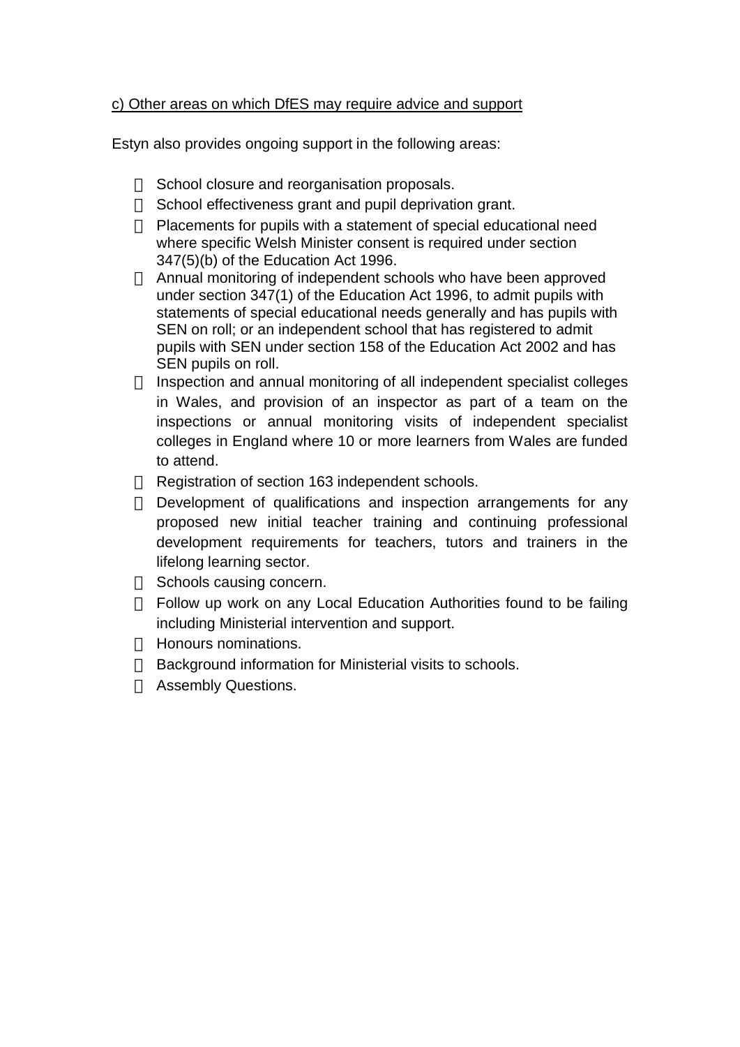<u>c) Other areas on which DfES may require advice and support</u>

Estyn also provides ongoing support in the following areas:

- School closure and reorganisation proposals.
- School effectiveness grant and pupil deprivation grant.
- Placements for pupils with a statement of special educational need where specific Welsh Minister consent is required under section 347(5)(b) of the Education Act 1996.
- Annual monitoring of independent schools who have been approved under section 347(1) of the Education Act 1996, to admit pupils with statements of special educational needs generally and has pupils with SEN on roll; or an independent school that has registered to admit pupils with SEN under section 158 of the Education Act 2002 and has SEN pupils on roll.
- Inspection and annual monitoring of all independent specialist colleges in Wales, and provision of an inspector as part of a team on the inspections or annual monitoring visits of independent specialist colleges in England where 10 or more learners from Wales are funded to attend.
- Registration of section 163 independent schools.
- Development of qualifications and inspection arrangements for any proposed new initial teacher training and continuing professional development requirements for teachers, tutors and trainers in the lifelong learning sector.
- Schools causing concern.
- Follow up work on any Local Education Authorities found to be failing including Ministerial intervention and support.
- Honours nominations.
- Background information for Ministerial visits to schools.
- Assembly Questions.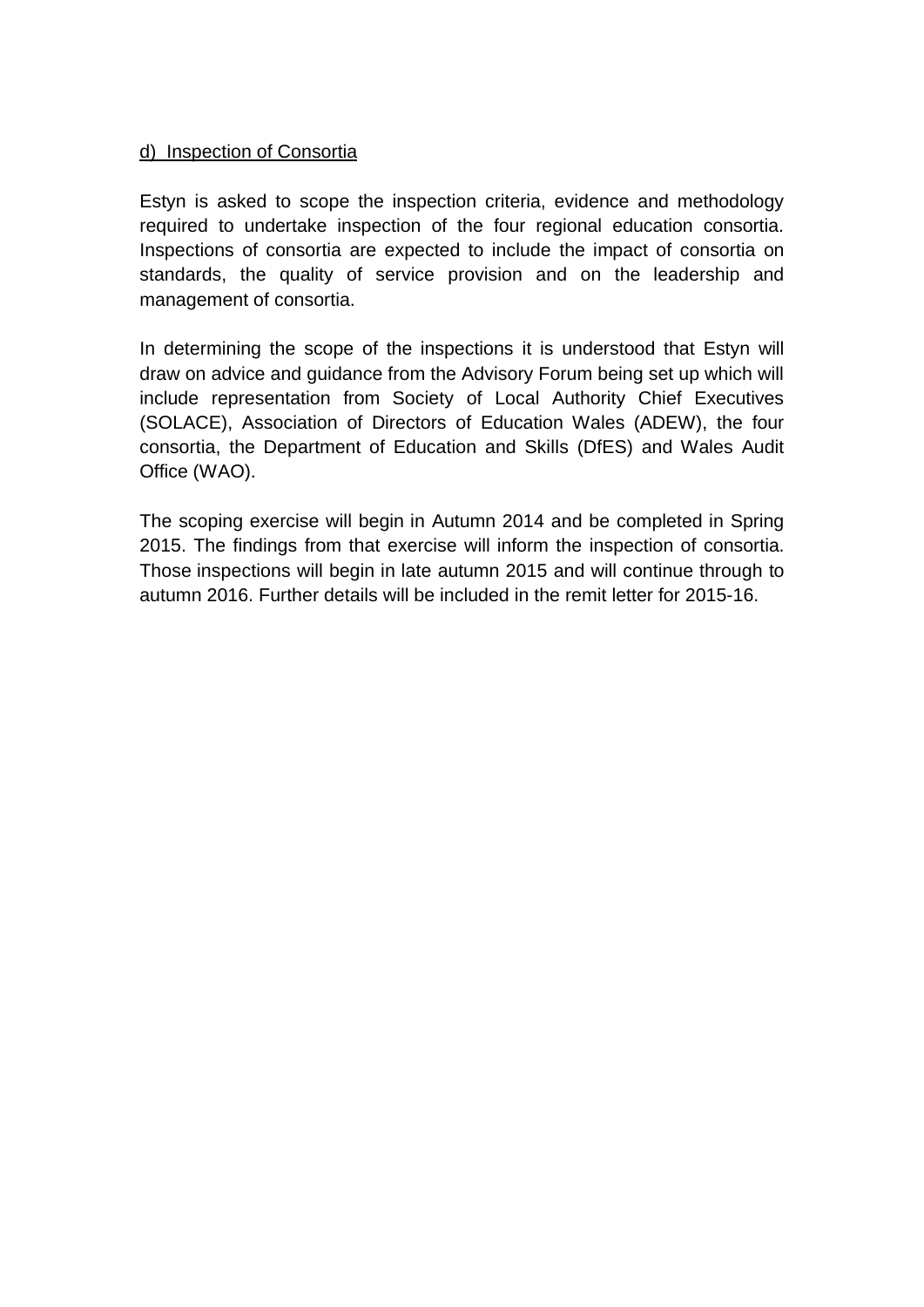d) Inspection of Consortia

Estyn is asked to scope the inspection criteria, evidence and methodology required to undertake inspection of the four regional education consortia. Inspections of consortia are expected to include the impact of consortia on standards, the quality of service provision and on the leadership and management of consortia.

In determining the scope of the inspections it is understood that Estyn will draw on advice and guidance from the Advisory Forum being set up which will include representation from Society of Local Authority Chief Executives (SOLACE), Association of Directors of Education Wales (ADEW), the four consortia, the Department of Education and Skills (DfES) and Wales Audit Office (WAO).

The scoping exercise will begin in Autumn 2014 and be completed in Spring 2015. The findings from that exercise will inform the inspection of consortia. Those inspections will begin in late autumn 2015 and will continue through to autumn 2016. Further details will be included in the remit letter for 2015-16.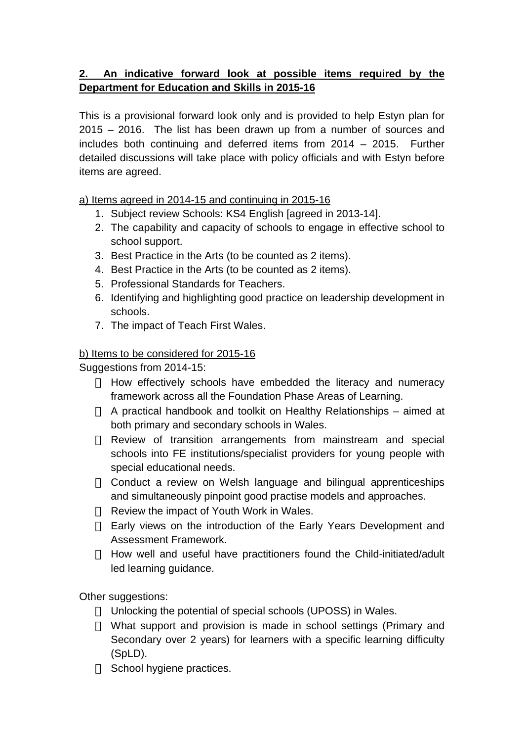## 2. An indicative forward look at possible items required by the Department for Education and Skills in 2015-16

This is a provisional forward look only and is provided to help Estyn plan for 2015 – 2016. The list has been drawn up from a number of sources and includes both continuing and deferred items from 2014 – 2015. Further detailed discussions will take place with policy officials and with Estyn before items are agreed.

a) Items agreed in 2014-15 and continuing in 2015-16

1. Subject review Schools: KS4 English [agreed in 2013-14].
2. The capability and capacity of schools to engage in effective school to school support.
3. Best Practice in the Arts (to be counted as 2 items).
4. Best Practice in the Arts (to be counted as 2 items).
5. Professional Standards for Teachers.
6. Identifying and highlighting good practice on leadership development in schools.
7. The impact of Teach First Wales.

b) Items to be considered for 2015-16

Suggestions from 2014-15:

- How effectively schools have embedded the literacy and numeracy framework across all the Foundation Phase Areas of Learning.
- A practical handbook and toolkit on Healthy Relationships – aimed at both primary and secondary schools in Wales.
- Review of transition arrangements from mainstream and special schools into FE institutions/specialist providers for young people with special educational needs.
- Conduct a review on Welsh language and bilingual apprenticeships and simultaneously pinpoint good practise models and approaches.
- Review the impact of Youth Work in Wales.
- Early views on the introduction of the Early Years Development and Assessment Framework.
- How well and useful have practitioners found the Child-initiated/adult led learning guidance.

Other suggestions:

- Unlocking the potential of special schools (UPOSS) in Wales.
- What support and provision is made in school settings (Primary and Secondary over 2 years) for learners with a specific learning difficulty (SpLD).
- School hygiene practices.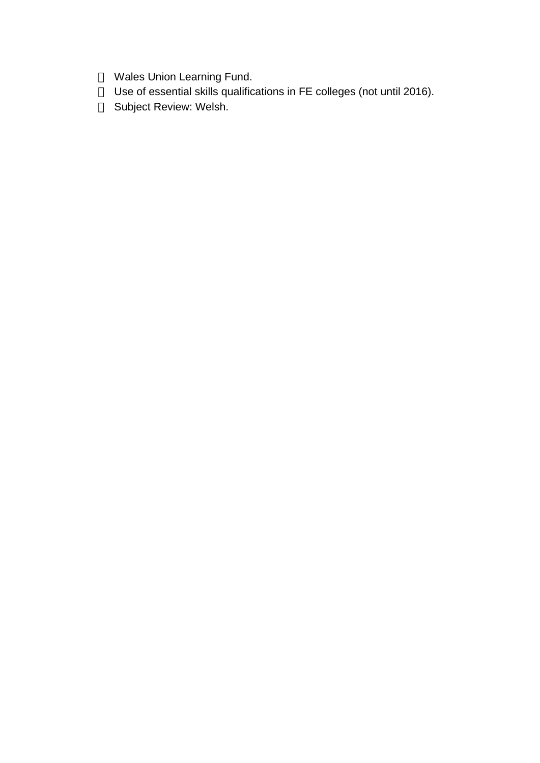- Wales Union Learning Fund.
- Use of essential skills qualifications in FE colleges (not until 2016).
- Subject Review: Welsh.